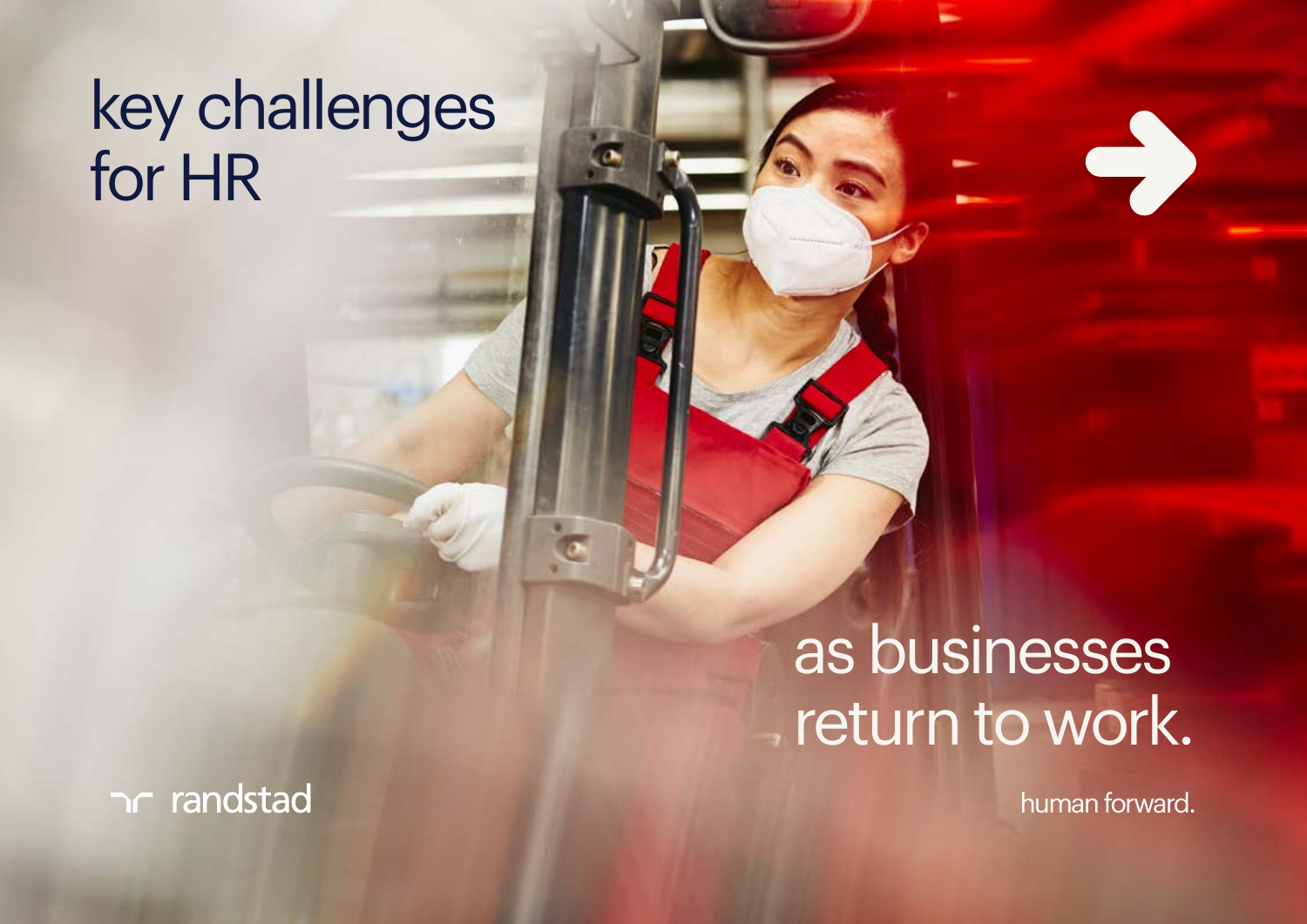# key challenges for HR

## as businesses return to work.

randstad

human forward.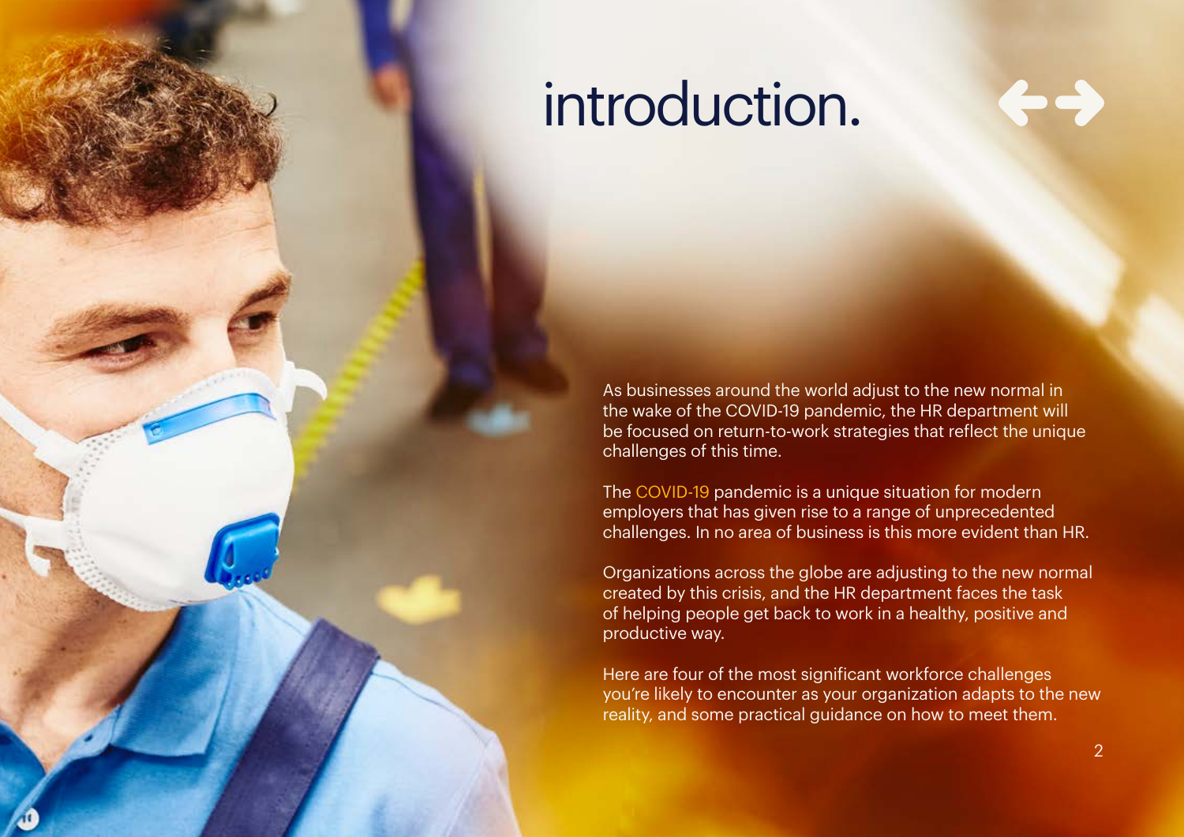# introduction.

As businesses around the world adjust to the new normal in the wake of the COVID-19 pandemic, the HR department will be focused on return-to-work strategies that reflect the unique challenges of this time.

The COVID-19 pandemic is a unique situation for modern employers that has given rise to a range of unprecedented challenges. In no area of business is this more evident than HR.

Organizations across the globe are adjusting to the new normal created by this crisis, and the HR department faces the task of helping people get back to work in a healthy, positive and productive way.

Here are four of the most significant workforce challenges you're likely to encounter as your organization adapts to the new reality, and some practical guidance on how to meet them.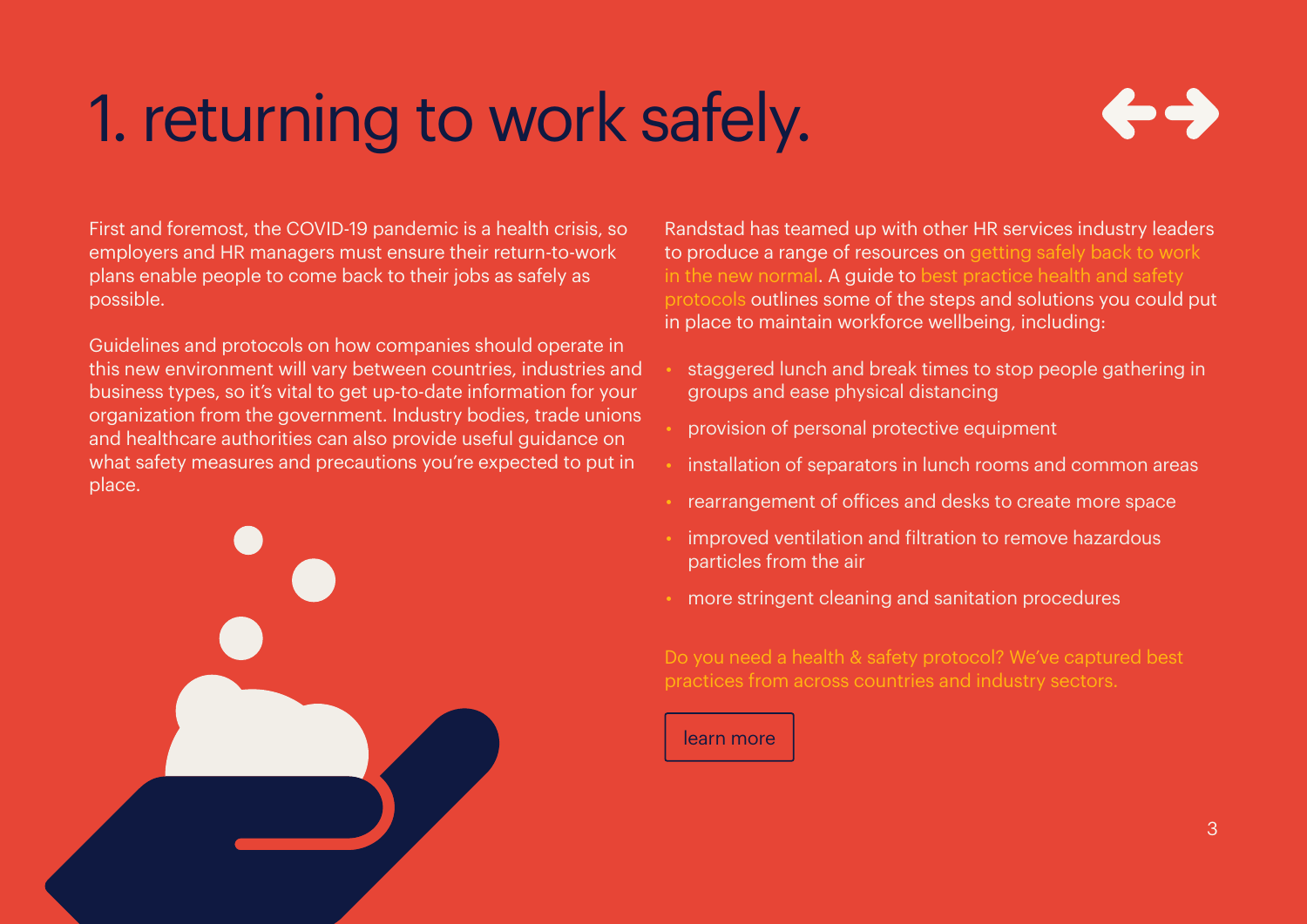# 1. returning to work safely.

First and foremost, the COVID-19 pandemic is a health crisis, so employers and HR managers must ensure their return-to-work plans enable people to come back to their jobs as safely as possible.

Guidelines and protocols on how companies should operate in this new environment will vary between countries, industries and business types, so it's vital to get up-to-date information for your organization from the government. Industry bodies, trade unions and healthcare authorities can also provide useful guidance on what safety measures and precautions you're expected to put in place.

Randstad has teamed up with other HR services industry leaders to produce a range of resources on getting safely back to work in the new normal. A guide to best practice health and safety protocols outlines some of the steps and solutions you could put in place to maintain workforce wellbeing, including:

- staggered lunch and break times to stop people gathering in groups and ease physical distancing
- provision of personal protective equipment
- installation of separators in lunch rooms and common areas
- rearrangement of offices and desks to create more space
- improved ventilation and filtration to remove hazardous particles from the air
- more stringent cleaning and sanitation procedures

Do you need a health & safety protocol? We've captured best practices from across countries and industry sectors.

learn more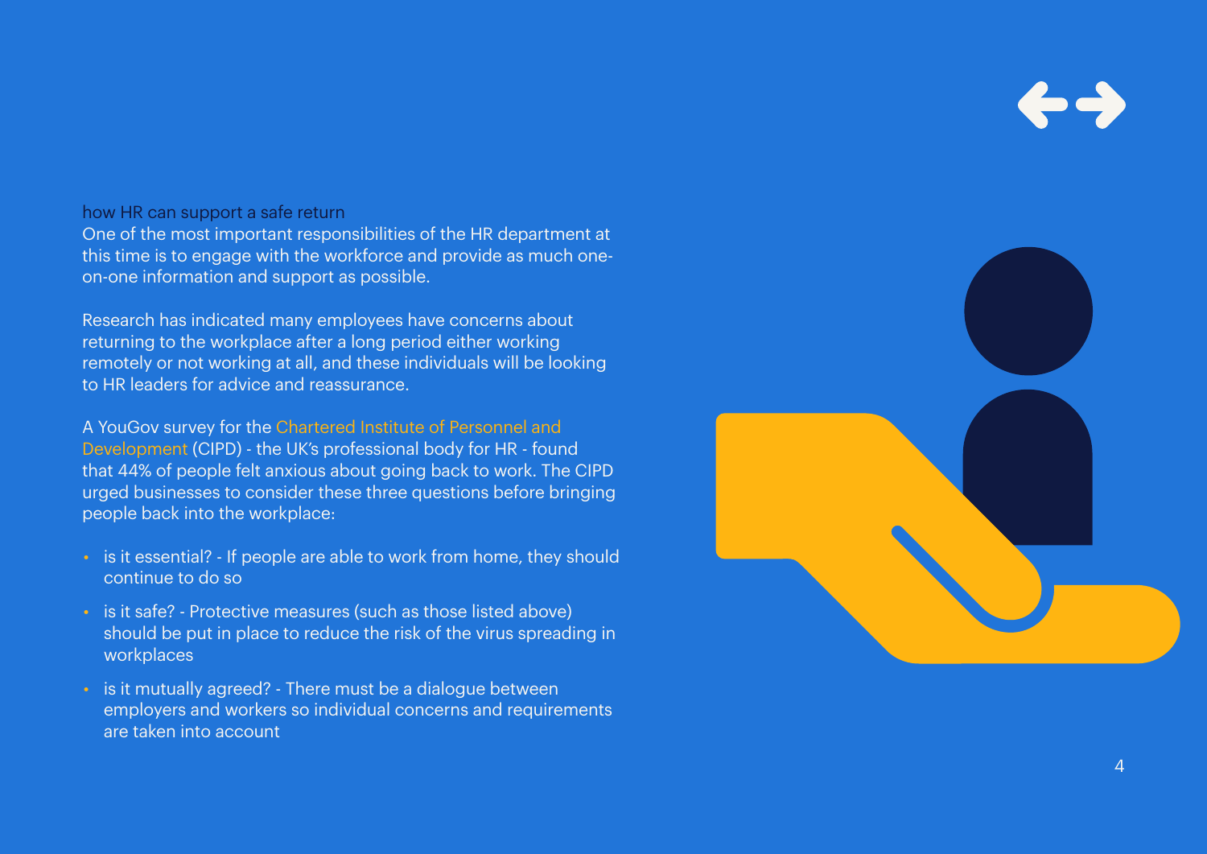## how HR can support a safe return

One of the most important responsibilities of the HR department at this time is to engage with the workforce and provide as much one-on-one information and support as possible.

Research has indicated many employees have concerns about returning to the workplace after a long period either working remotely or not working at all, and these individuals will be looking to HR leaders for advice and reassurance.

A YouGov survey for the Chartered Institute of Personnel and Development (CIPD) - the UK's professional body for HR - found that 44% of people felt anxious about going back to work. The CIPD urged businesses to consider these three questions before bringing people back into the workplace:

- is it essential? - If people are able to work from home, they should continue to do so
- is it safe? - Protective measures (such as those listed above) should be put in place to reduce the risk of the virus spreading in workplaces
- is it mutually agreed? - There must be a dialogue between employers and workers so individual concerns and requirements are taken into account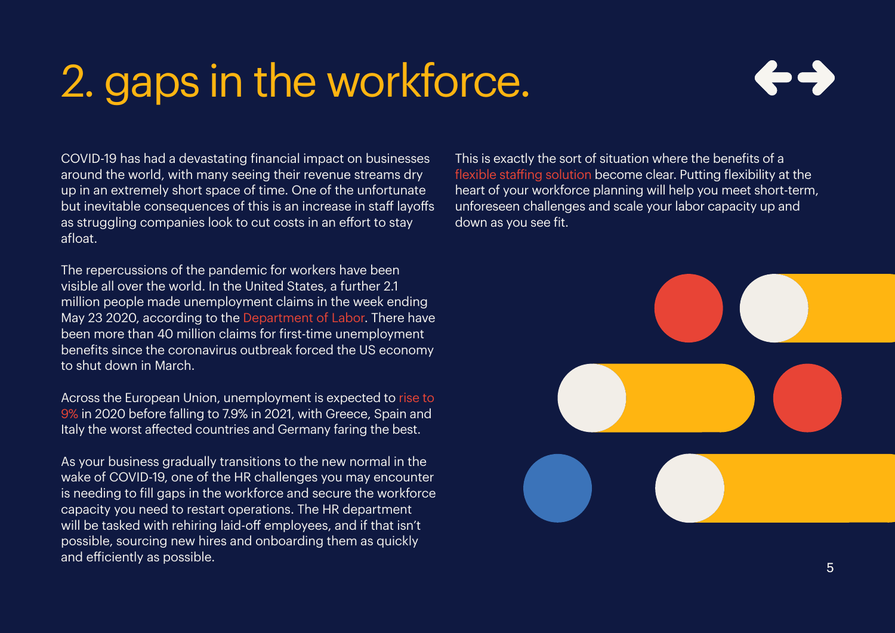# 2. gaps in the workforce.

COVID-19 has had a devastating financial impact on businesses around the world, with many seeing their revenue streams dry up in an extremely short space of time. One of the unfortunate but inevitable consequences of this is an increase in staff layoffs as struggling companies look to cut costs in an effort to stay afloat.

The repercussions of the pandemic for workers have been visible all over the world. In the United States, a further 2.1 million people made unemployment claims in the week ending May 23 2020, according to the Department of Labor. There have been more than 40 million claims for first-time unemployment benefits since the coronavirus outbreak forced the US economy to shut down in March.

Across the European Union, unemployment is expected to rise to 9% in 2020 before falling to 7.9% in 2021, with Greece, Spain and Italy the worst affected countries and Germany faring the best.

As your business gradually transitions to the new normal in the wake of COVID-19, one of the HR challenges you may encounter is needing to fill gaps in the workforce and secure the workforce capacity you need to restart operations. The HR department will be tasked with rehiring laid-off employees, and if that isn't possible, sourcing new hires and onboarding them as quickly and efficiently as possible.

This is exactly the sort of situation where the benefits of a flexible staffing solution become clear. Putting flexibility at the heart of your workforce planning will help you meet short-term, unforeseen challenges and scale your labor capacity up and down as you see fit.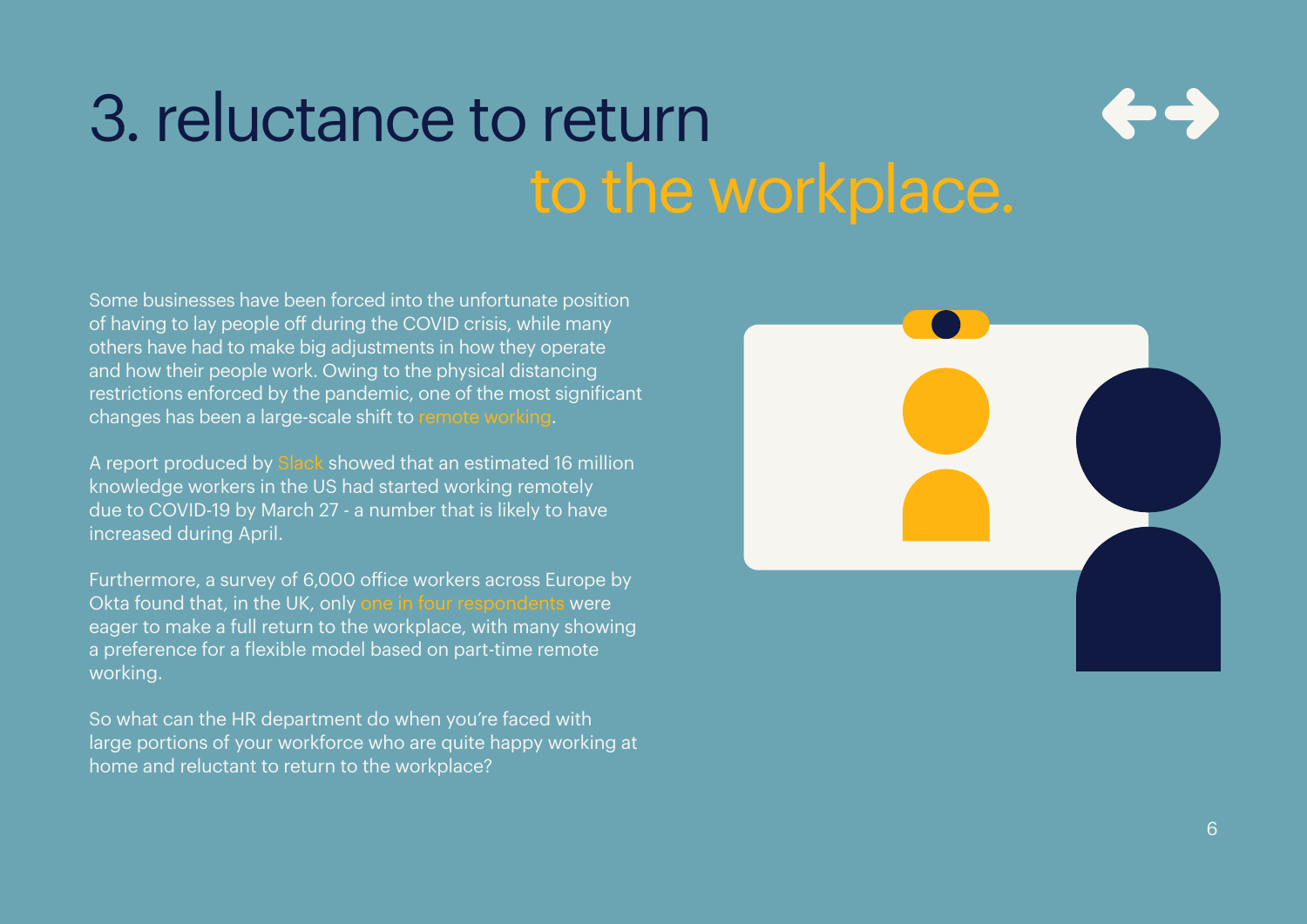# 3. reluctance to return to the workplace.

Some businesses have been forced into the unfortunate position of having to lay people off during the COVID crisis, while many others have had to make big adjustments in how they operate and how their people work. Owing to the physical distancing restrictions enforced by the pandemic, one of the most significant changes has been a large-scale shift to remote working.

A report produced by Slack showed that an estimated 16 million knowledge workers in the US had started working remotely due to COVID-19 by March 27 - a number that is likely to have increased during April.

Furthermore, a survey of 6,000 office workers across Europe by Okta found that, in the UK, only one in four respondents were eager to make a full return to the workplace, with many showing a preference for a flexible model based on part-time remote working.

So what can the HR department do when you're faced with large portions of your workforce who are quite happy working at home and reluctant to return to the workplace?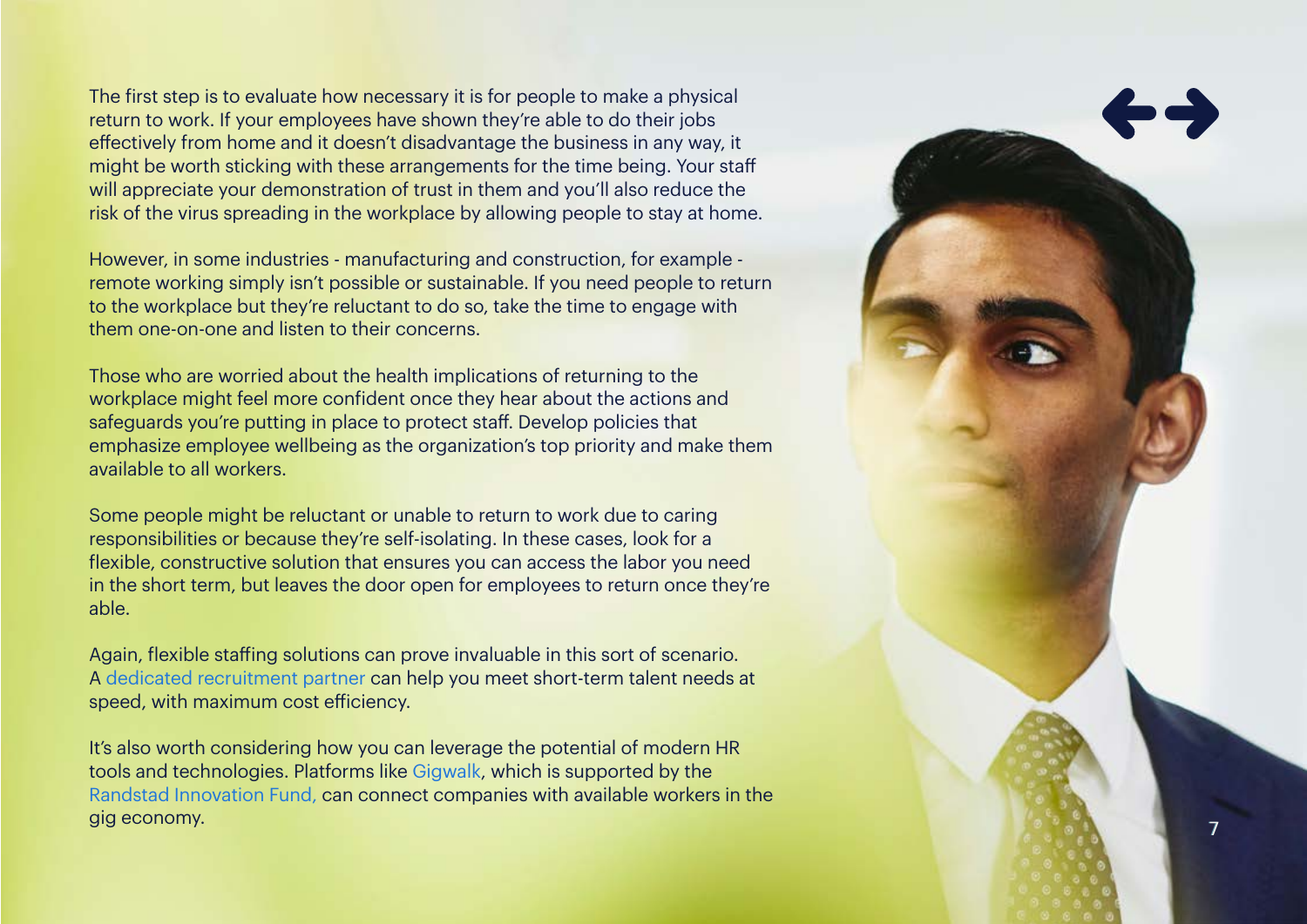The first step is to evaluate how necessary it is for people to make a physical return to work. If your employees have shown they're able to do their jobs effectively from home and it doesn't disadvantage the business in any way, it might be worth sticking with these arrangements for the time being. Your staff will appreciate your demonstration of trust in them and you'll also reduce the risk of the virus spreading in the workplace by allowing people to stay at home.

However, in some industries - manufacturing and construction, for example - remote working simply isn't possible or sustainable. If you need people to return to the workplace but they're reluctant to do so, take the time to engage with them one-on-one and listen to their concerns.

Those who are worried about the health implications of returning to the workplace might feel more confident once they hear about the actions and safeguards you're putting in place to protect staff. Develop policies that emphasize employee wellbeing as the organization's top priority and make them available to all workers.

Some people might be reluctant or unable to return to work due to caring responsibilities or because they're self-isolating. In these cases, look for a flexible, constructive solution that ensures you can access the labor you need in the short term, but leaves the door open for employees to return once they're able.

Again, flexible staffing solutions can prove invaluable in this sort of scenario. A dedicated recruitment partner can help you meet short-term talent needs at speed, with maximum cost efficiency.

It's also worth considering how you can leverage the potential of modern HR tools and technologies. Platforms like Gigwalk, which is supported by the Randstad Innovation Fund, can connect companies with available workers in the gig economy.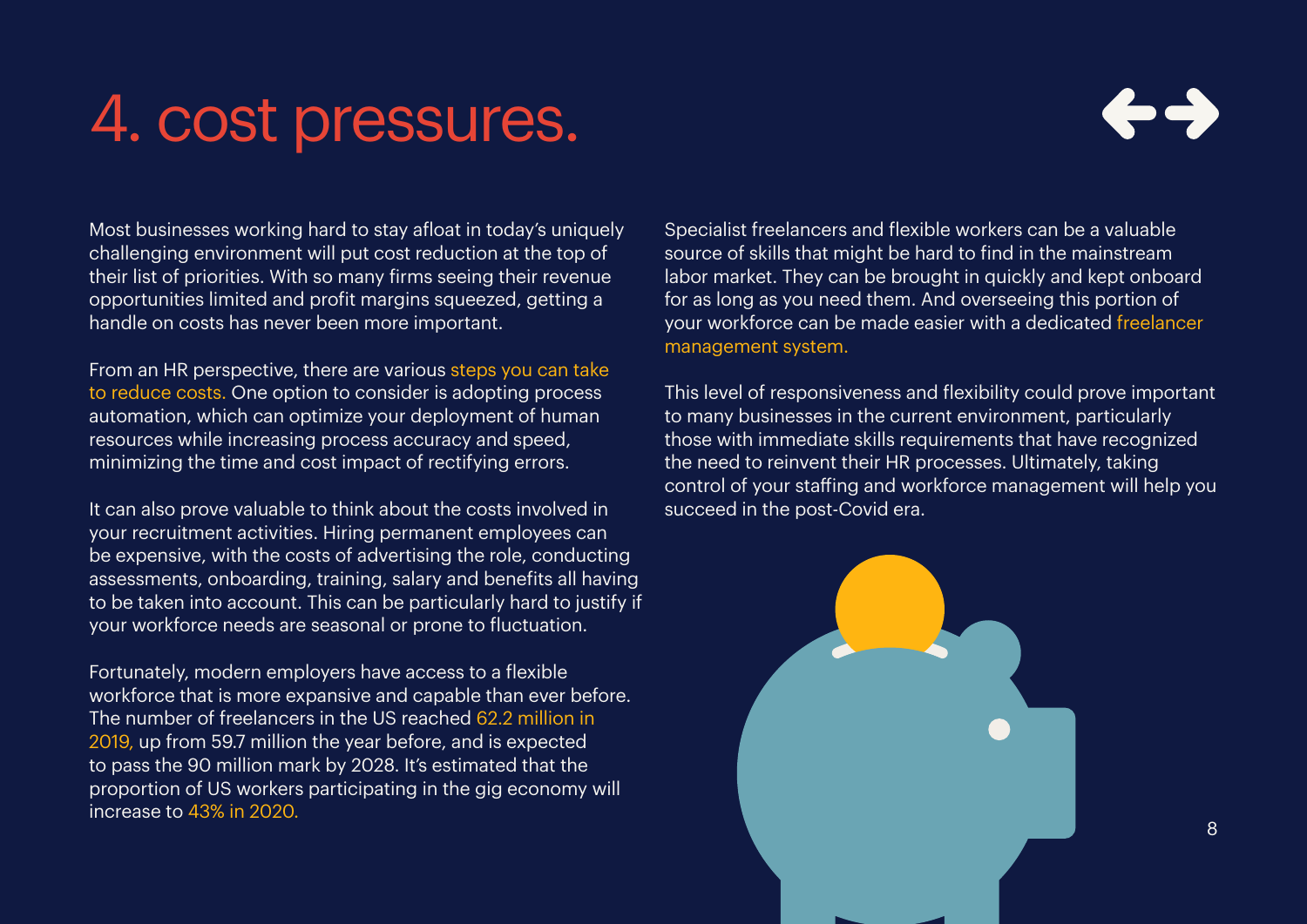# 4. cost pressures.

Most businesses working hard to stay afloat in today's uniquely challenging environment will put cost reduction at the top of their list of priorities. With so many firms seeing their revenue opportunities limited and profit margins squeezed, getting a handle on costs has never been more important.

From an HR perspective, there are various steps you can take to reduce costs. One option to consider is adopting process automation, which can optimize your deployment of human resources while increasing process accuracy and speed, minimizing the time and cost impact of rectifying errors.

It can also prove valuable to think about the costs involved in your recruitment activities. Hiring permanent employees can be expensive, with the costs of advertising the role, conducting assessments, onboarding, training, salary and benefits all having to be taken into account. This can be particularly hard to justify if your workforce needs are seasonal or prone to fluctuation.

Fortunately, modern employers have access to a flexible workforce that is more expansive and capable than ever before. The number of freelancers in the US reached 62.2 million in 2019, up from 59.7 million the year before, and is expected to pass the 90 million mark by 2028. It's estimated that the proportion of US workers participating in the gig economy will increase to 43% in 2020.

Specialist freelancers and flexible workers can be a valuable source of skills that might be hard to find in the mainstream labor market. They can be brought in quickly and kept onboard for as long as you need them. And overseeing this portion of your workforce can be made easier with a dedicated freelancer management system.

This level of responsiveness and flexibility could prove important to many businesses in the current environment, particularly those with immediate skills requirements that have recognized the need to reinvent their HR processes. Ultimately, taking control of your staffing and workforce management will help you succeed in the post-Covid era.